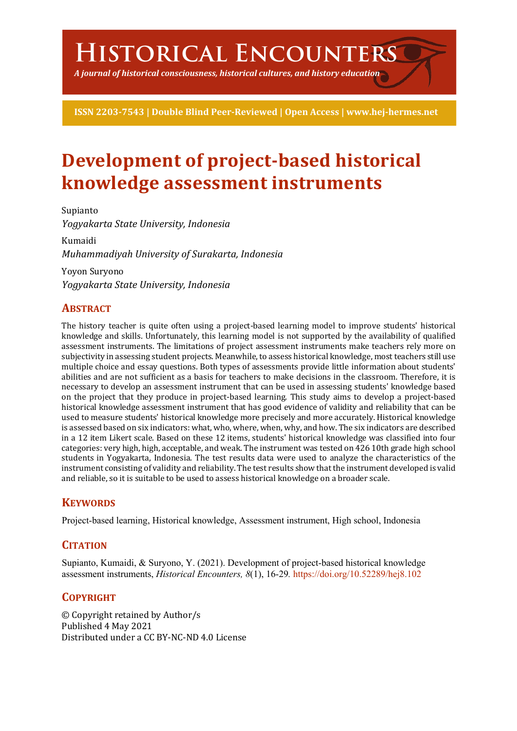# Historical Encounters

*A journal of historical consciousness, historical cultures, and history education*

**ISSN 2203-7543 | Double Blind Peer-Reviewed | Open Access | www.hej-hermes.net**

# Development of project-based historical knowledge assessment instruments

Supianto
*Yogyakarta State University, Indonesia*

Kumaidi
*Muhammadiyah University of Surakarta, Indonesia*

Yoyon Suryono
*Yogyakarta State University, Indonesia*

## Abstract

The history teacher is quite often using a project-based learning model to improve students' historical knowledge and skills. Unfortunately, this learning model is not supported by the availability of qualified assessment instruments. The limitations of project assessment instruments make teachers rely more on subjectivity in assessing student projects. Meanwhile, to assess historical knowledge, most teachers still use multiple choice and essay questions. Both types of assessments provide little information about students' abilities and are not sufficient as a basis for teachers to make decisions in the classroom. Therefore, it is necessary to develop an assessment instrument that can be used in assessing students' knowledge based on the project that they produce in project-based learning. This study aims to develop a project-based historical knowledge assessment instrument that has good evidence of validity and reliability that can be used to measure students' historical knowledge more precisely and more accurately. Historical knowledge is assessed based on six indicators: what, who, where, when, why, and how. The six indicators are described in a 12 item Likert scale. Based on these 12 items, students' historical knowledge was classified into four categories: very high, high, acceptable, and weak. The instrument was tested on 426 10th grade high school students in Yogyakarta, Indonesia. The test results data were used to analyze the characteristics of the instrument consisting of validity and reliability. The test results show that the instrument developed is valid and reliable, so it is suitable to be used to assess historical knowledge on a broader scale.

## Keywords

Project-based learning, Historical knowledge, Assessment instrument, High school, Indonesia

## Citation

Supianto, Kumaidi, & Suryono, Y. (2021). Development of project-based historical knowledge assessment instruments, *Historical Encounters, 8*(1), 16-29. https://doi.org/10.52289/hej8.102

## Copyright

© Copyright retained by Author/s
Published 4 May 2021
Distributed under a CC BY-NC-ND 4.0 License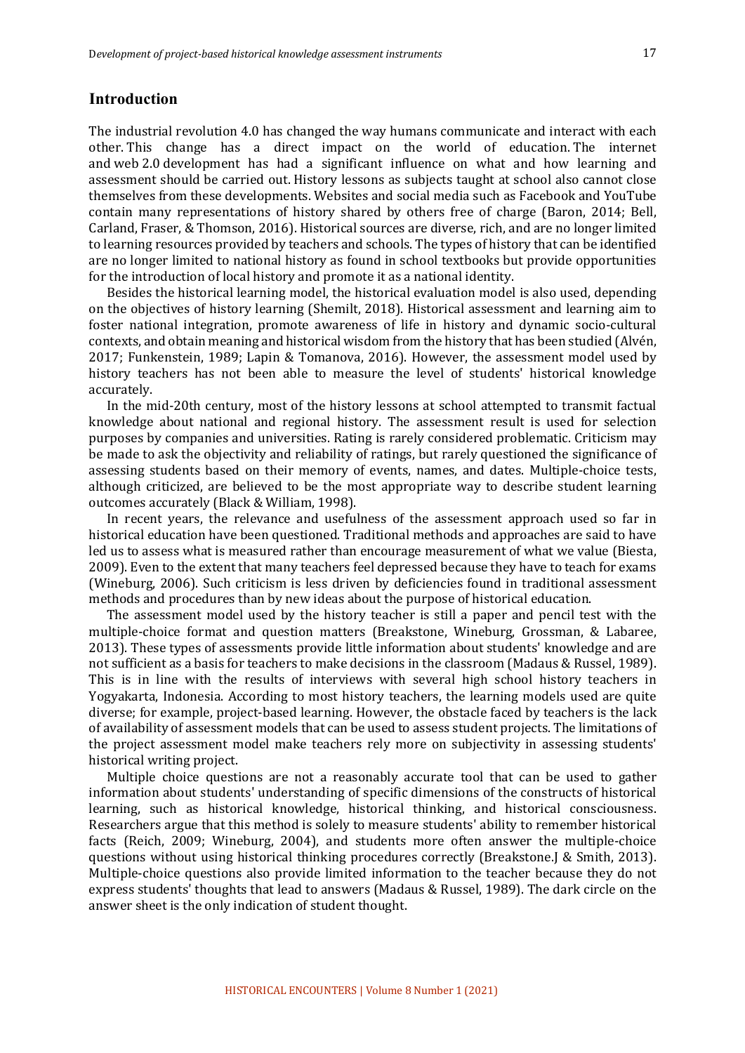## Introduction

The industrial revolution 4.0 has changed the way humans communicate and interact with each other. This change has a direct impact on the world of education. The internet and web 2.0 development has had a significant influence on what and how learning and assessment should be carried out. History lessons as subjects taught at school also cannot close themselves from these developments. Websites and social media such as Facebook and YouTube contain many representations of history shared by others free of charge (Baron, 2014; Bell, Carland, Fraser, & Thomson, 2016). Historical sources are diverse, rich, and are no longer limited to learning resources provided by teachers and schools. The types of history that can be identified are no longer limited to national history as found in school textbooks but provide opportunities for the introduction of local history and promote it as a national identity.

Besides the historical learning model, the historical evaluation model is also used, depending on the objectives of history learning (Shemilt, 2018). Historical assessment and learning aim to foster national integration, promote awareness of life in history and dynamic socio-cultural contexts, and obtain meaning and historical wisdom from the history that has been studied (Alvén, 2017; Funkenstein, 1989; Lapin & Tomanova, 2016). However, the assessment model used by history teachers has not been able to measure the level of students' historical knowledge accurately.

In the mid-20th century, most of the history lessons at school attempted to transmit factual knowledge about national and regional history. The assessment result is used for selection purposes by companies and universities. Rating is rarely considered problematic. Criticism may be made to ask the objectivity and reliability of ratings, but rarely questioned the significance of assessing students based on their memory of events, names, and dates. Multiple-choice tests, although criticized, are believed to be the most appropriate way to describe student learning outcomes accurately (Black & William, 1998).

In recent years, the relevance and usefulness of the assessment approach used so far in historical education have been questioned. Traditional methods and approaches are said to have led us to assess what is measured rather than encourage measurement of what we value (Biesta, 2009). Even to the extent that many teachers feel depressed because they have to teach for exams (Wineburg, 2006). Such criticism is less driven by deficiencies found in traditional assessment methods and procedures than by new ideas about the purpose of historical education.

The assessment model used by the history teacher is still a paper and pencil test with the multiple-choice format and question matters (Breakstone, Wineburg, Grossman, & Labaree, 2013). These types of assessments provide little information about students' knowledge and are not sufficient as a basis for teachers to make decisions in the classroom (Madaus & Russel, 1989). This is in line with the results of interviews with several high school history teachers in Yogyakarta, Indonesia. According to most history teachers, the learning models used are quite diverse; for example, project-based learning. However, the obstacle faced by teachers is the lack of availability of assessment models that can be used to assess student projects. The limitations of the project assessment model make teachers rely more on subjectivity in assessing students' historical writing project.

Multiple choice questions are not a reasonably accurate tool that can be used to gather information about students' understanding of specific dimensions of the constructs of historical learning, such as historical knowledge, historical thinking, and historical consciousness. Researchers argue that this method is solely to measure students' ability to remember historical facts (Reich, 2009; Wineburg, 2004), and students more often answer the multiple-choice questions without using historical thinking procedures correctly (Breakstone.J & Smith, 2013). Multiple-choice questions also provide limited information to the teacher because they do not express students' thoughts that lead to answers (Madaus & Russel, 1989). The dark circle on the answer sheet is the only indication of student thought.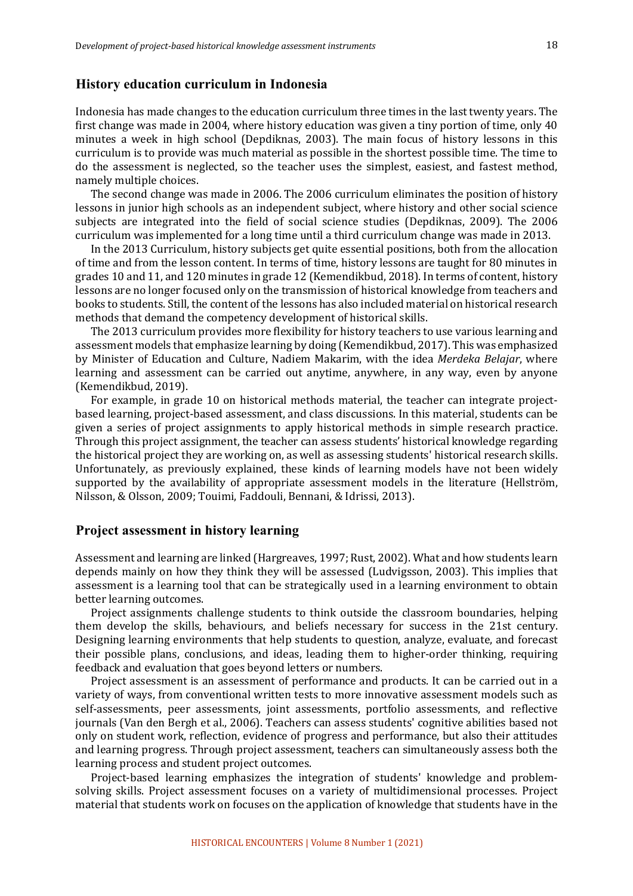## History education curriculum in Indonesia

Indonesia has made changes to the education curriculum three times in the last twenty years. The first change was made in 2004, where history education was given a tiny portion of time, only 40 minutes a week in high school (Depdiknas, 2003). The main focus of history lessons in this curriculum is to provide was much material as possible in the shortest possible time. The time to do the assessment is neglected, so the teacher uses the simplest, easiest, and fastest method, namely multiple choices.

The second change was made in 2006. The 2006 curriculum eliminates the position of history lessons in junior high schools as an independent subject, where history and other social science subjects are integrated into the field of social science studies (Depdiknas, 2009). The 2006 curriculum was implemented for a long time until a third curriculum change was made in 2013.

In the 2013 Curriculum, history subjects get quite essential positions, both from the allocation of time and from the lesson content. In terms of time, history lessons are taught for 80 minutes in grades 10 and 11, and 120 minutes in grade 12 (Kemendikbud, 2018). In terms of content, history lessons are no longer focused only on the transmission of historical knowledge from teachers and books to students. Still, the content of the lessons has also included material on historical research methods that demand the competency development of historical skills.

The 2013 curriculum provides more flexibility for history teachers to use various learning and assessment models that emphasize learning by doing (Kemendikbud, 2017). This was emphasized by Minister of Education and Culture, Nadiem Makarim, with the idea *Merdeka Belajar*, where learning and assessment can be carried out anytime, anywhere, in any way, even by anyone (Kemendikbud, 2019).

For example, in grade 10 on historical methods material, the teacher can integrate project-based learning, project-based assessment, and class discussions. In this material, students can be given a series of project assignments to apply historical methods in simple research practice. Through this project assignment, the teacher can assess students' historical knowledge regarding the historical project they are working on, as well as assessing students' historical research skills. Unfortunately, as previously explained, these kinds of learning models have not been widely supported by the availability of appropriate assessment models in the literature (Hellström, Nilsson, & Olsson, 2009; Touimi, Faddouli, Bennani, & Idrissi, 2013).

## Project assessment in history learning

Assessment and learning are linked (Hargreaves, 1997; Rust, 2002). What and how students learn depends mainly on how they think they will be assessed (Ludvigsson, 2003). This implies that assessment is a learning tool that can be strategically used in a learning environment to obtain better learning outcomes.

Project assignments challenge students to think outside the classroom boundaries, helping them develop the skills, behaviours, and beliefs necessary for success in the 21st century. Designing learning environments that help students to question, analyze, evaluate, and forecast their possible plans, conclusions, and ideas, leading them to higher-order thinking, requiring feedback and evaluation that goes beyond letters or numbers.

Project assessment is an assessment of performance and products. It can be carried out in a variety of ways, from conventional written tests to more innovative assessment models such as self-assessments, peer assessments, joint assessments, portfolio assessments, and reflective journals (Van den Bergh et al., 2006). Teachers can assess students' cognitive abilities based not only on student work, reflection, evidence of progress and performance, but also their attitudes and learning progress. Through project assessment, teachers can simultaneously assess both the learning process and student project outcomes.

Project-based learning emphasizes the integration of students' knowledge and problem-solving skills. Project assessment focuses on a variety of multidimensional processes. Project material that students work on focuses on the application of knowledge that students have in the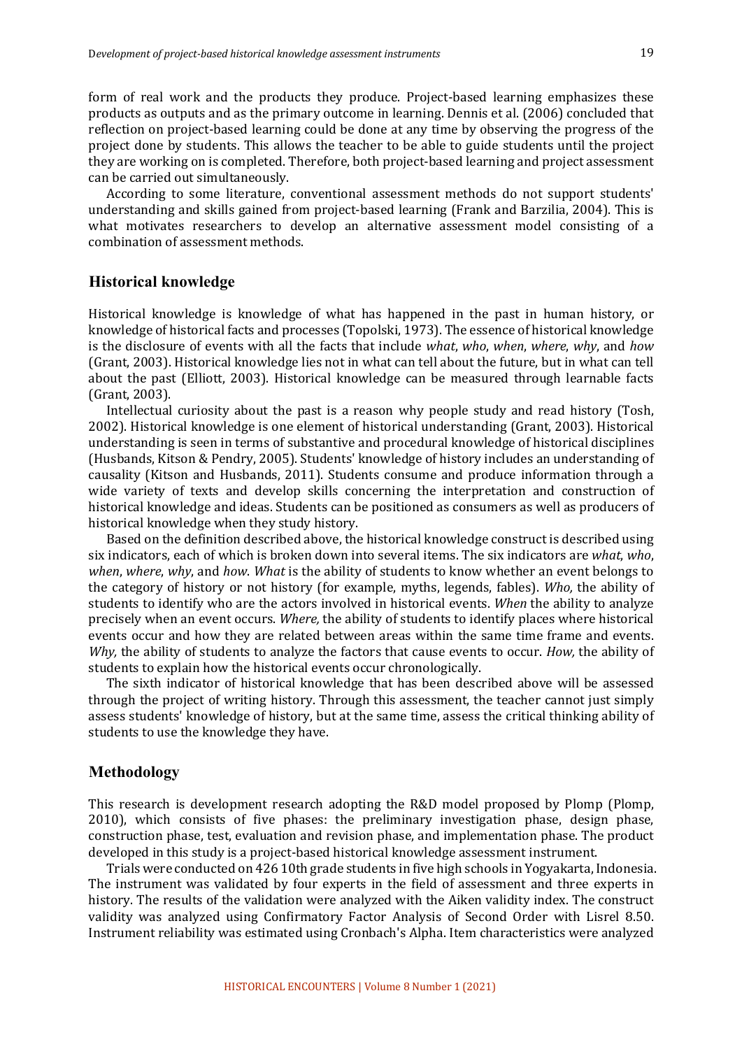form of real work and the products they produce. Project-based learning emphasizes these products as outputs and as the primary outcome in learning. Dennis et al. (2006) concluded that reflection on project-based learning could be done at any time by observing the progress of the project done by students. This allows the teacher to be able to guide students until the project they are working on is completed. Therefore, both project-based learning and project assessment can be carried out simultaneously.

According to some literature, conventional assessment methods do not support students' understanding and skills gained from project-based learning (Frank and Barzilia, 2004). This is what motivates researchers to develop an alternative assessment model consisting of a combination of assessment methods.

## Historical knowledge

Historical knowledge is knowledge of what has happened in the past in human history, or knowledge of historical facts and processes (Topolski, 1973). The essence of historical knowledge is the disclosure of events with all the facts that include *what*, *who*, *when*, *where*, *why*, and *how* (Grant, 2003). Historical knowledge lies not in what can tell about the future, but in what can tell about the past (Elliott, 2003). Historical knowledge can be measured through learnable facts (Grant, 2003).

Intellectual curiosity about the past is a reason why people study and read history (Tosh, 2002). Historical knowledge is one element of historical understanding (Grant, 2003). Historical understanding is seen in terms of substantive and procedural knowledge of historical disciplines (Husbands, Kitson & Pendry, 2005). Students' knowledge of history includes an understanding of causality (Kitson and Husbands, 2011). Students consume and produce information through a wide variety of texts and develop skills concerning the interpretation and construction of historical knowledge and ideas. Students can be positioned as consumers as well as producers of historical knowledge when they study history.

Based on the definition described above, the historical knowledge construct is described using six indicators, each of which is broken down into several items. The six indicators are *what*, *who*, *when*, *where*, *why*, and *how*. *What* is the ability of students to know whether an event belongs to the category of history or not history (for example, myths, legends, fables). *Who,* the ability of students to identify who are the actors involved in historical events. *When* the ability to analyze precisely when an event occurs. *Where,* the ability of students to identify places where historical events occur and how they are related between areas within the same time frame and events. *Why,* the ability of students to analyze the factors that cause events to occur. *How,* the ability of students to explain how the historical events occur chronologically.

The sixth indicator of historical knowledge that has been described above will be assessed through the project of writing history. Through this assessment, the teacher cannot just simply assess students' knowledge of history, but at the same time, assess the critical thinking ability of students to use the knowledge they have.

## Methodology

This research is development research adopting the R&D model proposed by Plomp (Plomp, 2010), which consists of five phases: the preliminary investigation phase, design phase, construction phase, test, evaluation and revision phase, and implementation phase. The product developed in this study is a project-based historical knowledge assessment instrument.

Trials were conducted on 426 10th grade students in five high schools in Yogyakarta, Indonesia. The instrument was validated by four experts in the field of assessment and three experts in history. The results of the validation were analyzed with the Aiken validity index. The construct validity was analyzed using Confirmatory Factor Analysis of Second Order with Lisrel 8.50. Instrument reliability was estimated using Cronbach's Alpha. Item characteristics were analyzed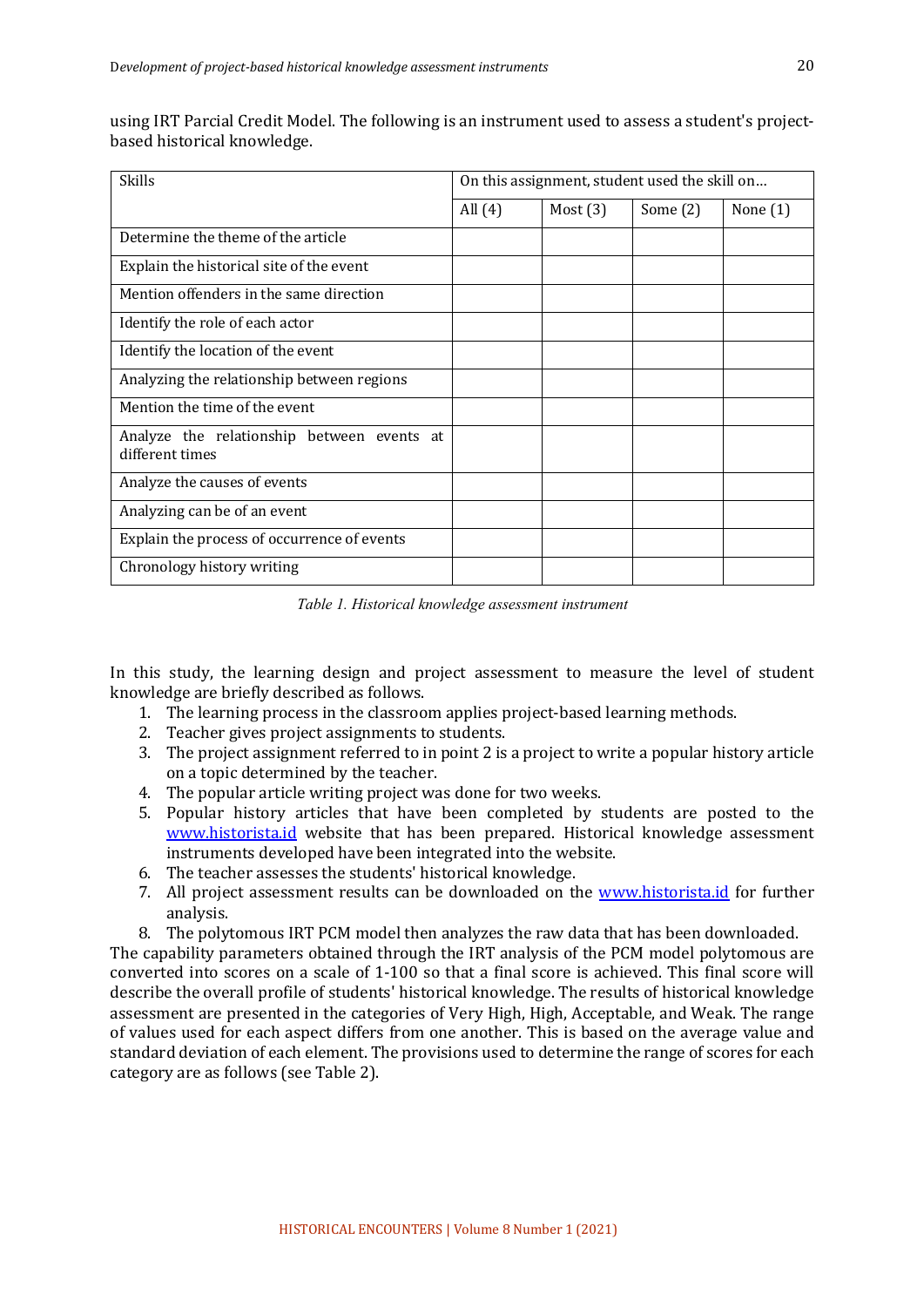using IRT Parcial Credit Model. The following is an instrument used to assess a student's project-based historical knowledge.

| Skills | On this assignment, student used the skill on… | | | |
|---|---|---|---|---|
| | All (4) | Most (3) | Some (2) | None (1) |
| Determine the theme of the article | | | | |
| Explain the historical site of the event | | | | |
| Mention offenders in the same direction | | | | |
| Identify the role of each actor | | | | |
| Identify the location of the event | | | | |
| Analyzing the relationship between regions | | | | |
| Mention the time of the event | | | | |
| Analyze the relationship between events at different times | | | | |
| Analyze the causes of events | | | | |
| Analyzing can be of an event | | | | |
| Explain the process of occurrence of events | | | | |
| Chronology history writing | | | | |

*Table 1. Historical knowledge assessment instrument*

In this study, the learning design and project assessment to measure the level of student knowledge are briefly described as follows.

1. The learning process in the classroom applies project-based learning methods.
2. Teacher gives project assignments to students.
3. The project assignment referred to in point 2 is a project to write a popular history article on a topic determined by the teacher.
4. The popular article writing project was done for two weeks.
5. Popular history articles that have been completed by students are posted to the www.historista.id website that has been prepared. Historical knowledge assessment instruments developed have been integrated into the website.
6. The teacher assesses the students' historical knowledge.
7. All project assessment results can be downloaded on the www.historista.id for further analysis.
8. The polytomous IRT PCM model then analyzes the raw data that has been downloaded.

The capability parameters obtained through the IRT analysis of the PCM model polytomous are converted into scores on a scale of 1-100 so that a final score is achieved. This final score will describe the overall profile of students' historical knowledge. The results of historical knowledge assessment are presented in the categories of Very High, High, Acceptable, and Weak. The range of values used for each aspect differs from one another. This is based on the average value and standard deviation of each element. The provisions used to determine the range of scores for each category are as follows (see Table 2).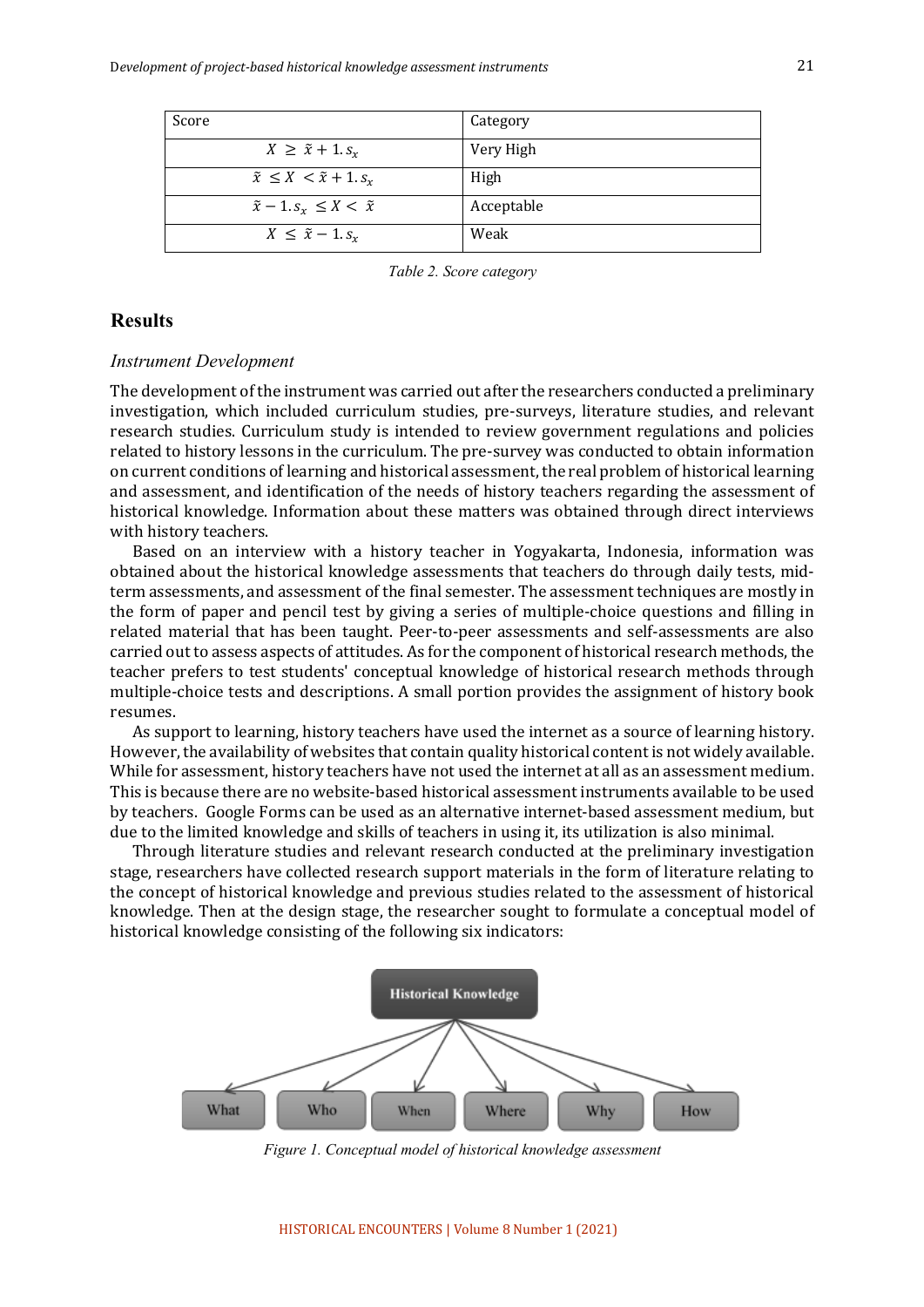| Score | Category |
|---|---|
| $X \geq \tilde{x} + 1.s_x$ | Very High |
| $\tilde{x} \leq X < \tilde{x} + 1.s_x$ | High |
| $\tilde{x} - 1.s_x \leq X < \tilde{x}$ | Acceptable |
| $X \leq \tilde{x} - 1.s_x$ | Weak |

*Table 2. Score category*

## Results

### *Instrument Development*

The development of the instrument was carried out after the researchers conducted a preliminary investigation, which included curriculum studies, pre-surveys, literature studies, and relevant research studies. Curriculum study is intended to review government regulations and policies related to history lessons in the curriculum. The pre-survey was conducted to obtain information on current conditions of learning and historical assessment, the real problem of historical learning and assessment, and identification of the needs of history teachers regarding the assessment of historical knowledge. Information about these matters was obtained through direct interviews with history teachers.

Based on an interview with a history teacher in Yogyakarta, Indonesia, information was obtained about the historical knowledge assessments that teachers do through daily tests, mid-term assessments, and assessment of the final semester. The assessment techniques are mostly in the form of paper and pencil test by giving a series of multiple-choice questions and filling in related material that has been taught. Peer-to-peer assessments and self-assessments are also carried out to assess aspects of attitudes. As for the component of historical research methods, the teacher prefers to test students' conceptual knowledge of historical research methods through multiple-choice tests and descriptions. A small portion provides the assignment of history book resumes.

As support to learning, history teachers have used the internet as a source of learning history. However, the availability of websites that contain quality historical content is not widely available. While for assessment, history teachers have not used the internet at all as an assessment medium. This is because there are no website-based historical assessment instruments available to be used by teachers. Google Forms can be used as an alternative internet-based assessment medium, but due to the limited knowledge and skills of teachers in using it, its utilization is also minimal.

Through literature studies and relevant research conducted at the preliminary investigation stage, researchers have collected research support materials in the form of literature relating to the concept of historical knowledge and previous studies related to the assessment of historical knowledge. Then at the design stage, the researcher sought to formulate a conceptual model of historical knowledge consisting of the following six indicators:

*Figure 1. Conceptual model of historical knowledge assessment*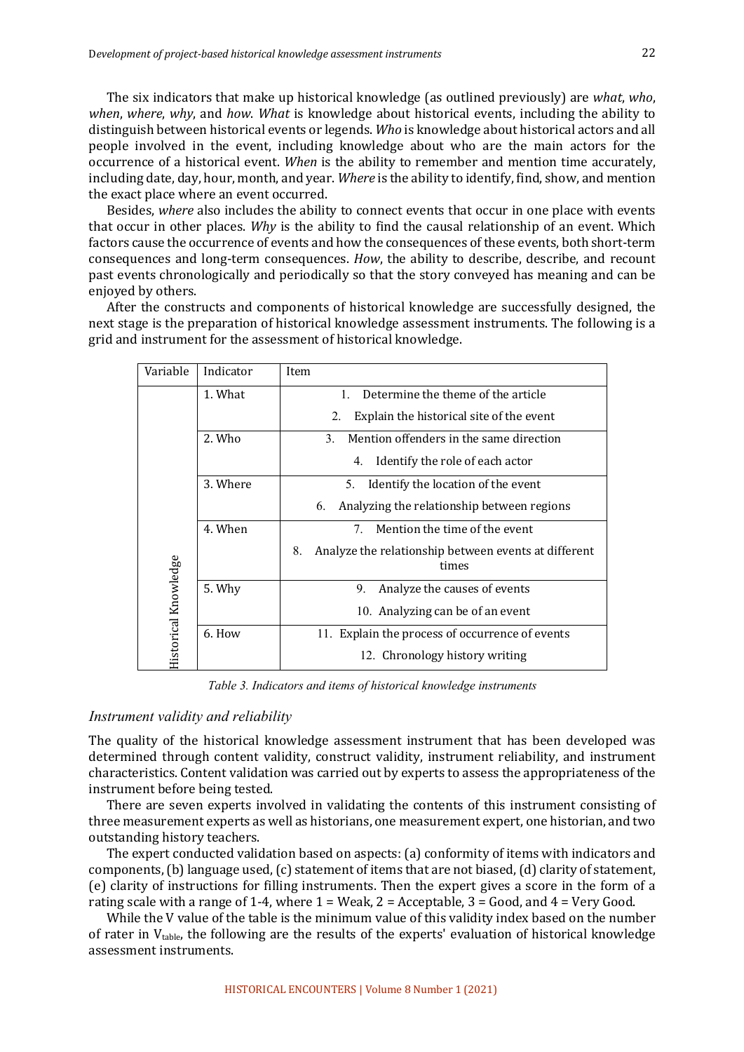The six indicators that make up historical knowledge (as outlined previously) are *what*, *who*, *when*, *where*, *why*, and *how*. *What* is knowledge about historical events, including the ability to distinguish between historical events or legends. *Who* is knowledge about historical actors and all people involved in the event, including knowledge about who are the main actors for the occurrence of a historical event. *When* is the ability to remember and mention time accurately, including date, day, hour, month, and year. *Where* is the ability to identify, find, show, and mention the exact place where an event occurred.

Besides, *where* also includes the ability to connect events that occur in one place with events that occur in other places. *Why* is the ability to find the causal relationship of an event. Which factors cause the occurrence of events and how the consequences of these events, both short-term consequences and long-term consequences. *How*, the ability to describe, describe, and recount past events chronologically and periodically so that the story conveyed has meaning and can be enjoyed by others.

After the constructs and components of historical knowledge are successfully designed, the next stage is the preparation of historical knowledge assessment instruments. The following is a grid and instrument for the assessment of historical knowledge.

| Variable | Indicator | Item |
|---|---|---|
| Historical Knowledge | 1. What | 1. Determine the theme of the article |
| | | 2. Explain the historical site of the event |
| | 2. Who | 3. Mention offenders in the same direction |
| | | 4. Identify the role of each actor |
| | 3. Where | 5. Identify the location of the event |
| | | 6. Analyzing the relationship between regions |
| | 4. When | 7. Mention the time of the event |
| | | 8. Analyze the relationship between events at different times |
| | 5. Why | 9. Analyze the causes of events |
| | | 10. Analyzing can be of an event |
| | 6. How | 11. Explain the process of occurrence of events |
| | | 12. Chronology history writing |

*Table 3. Indicators and items of historical knowledge instruments*

### Instrument validity and reliability

The quality of the historical knowledge assessment instrument that has been developed was determined through content validity, construct validity, instrument reliability, and instrument characteristics. Content validation was carried out by experts to assess the appropriateness of the instrument before being tested.

There are seven experts involved in validating the contents of this instrument consisting of three measurement experts as well as historians, one measurement expert, one historian, and two outstanding history teachers.

The expert conducted validation based on aspects: (a) conformity of items with indicators and components, (b) language used, (c) statement of items that are not biased, (d) clarity of statement, (e) clarity of instructions for filling instruments. Then the expert gives a score in the form of a rating scale with a range of 1-4, where 1 = Weak, 2 = Acceptable, 3 = Good, and 4 = Very Good.

While the V value of the table is the minimum value of this validity index based on the number of rater in $V_{table}$, the following are the results of the experts' evaluation of historical knowledge assessment instruments.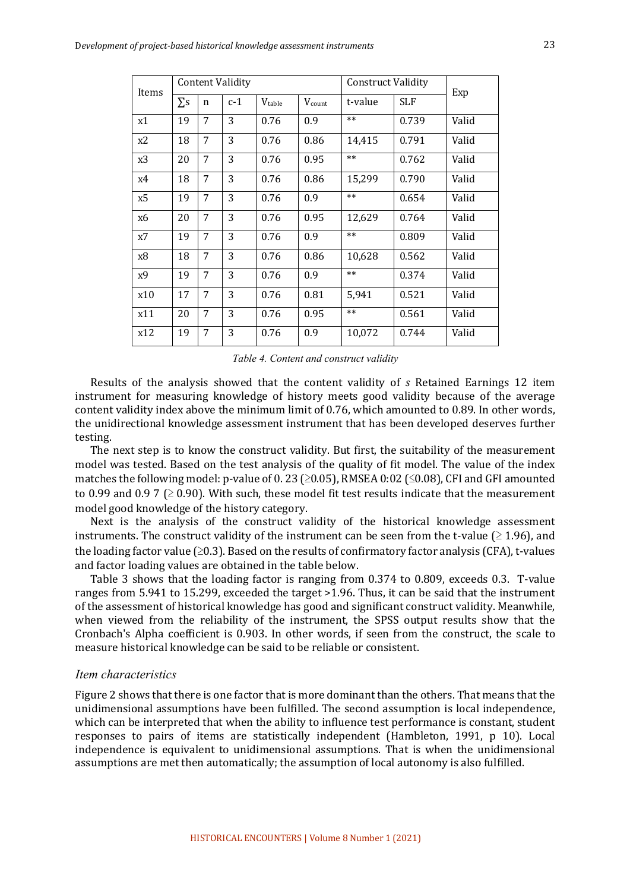| Items | Content Validity | | | | | Construct Validity | | Exp |
|---|---|---|---|---|---|---|---|---|
| | ∑s | n | c-1 | $V_{table}$ | $V_{count}$ | t-value | SLF | |
| x1 | 19 | 7 | 3 | 0.76 | 0.9 | ** | 0.739 | Valid |
| x2 | 18 | 7 | 3 | 0.76 | 0.86 | 14,415 | 0.791 | Valid |
| x3 | 20 | 7 | 3 | 0.76 | 0.95 | ** | 0.762 | Valid |
| x4 | 18 | 7 | 3 | 0.76 | 0.86 | 15,299 | 0.790 | Valid |
| x5 | 19 | 7 | 3 | 0.76 | 0.9 | ** | 0.654 | Valid |
| x6 | 20 | 7 | 3 | 0.76 | 0.95 | 12,629 | 0.764 | Valid |
| x7 | 19 | 7 | 3 | 0.76 | 0.9 | ** | 0.809 | Valid |
| x8 | 18 | 7 | 3 | 0.76 | 0.86 | 10,628 | 0.562 | Valid |
| x9 | 19 | 7 | 3 | 0.76 | 0.9 | ** | 0.374 | Valid |
| x10 | 17 | 7 | 3 | 0.76 | 0.81 | 5,941 | 0.521 | Valid |
| x11 | 20 | 7 | 3 | 0.76 | 0.95 | ** | 0.561 | Valid |
| x12 | 19 | 7 | 3 | 0.76 | 0.9 | 10,072 | 0.744 | Valid |

*Table 4. Content and construct validity*

Results of the analysis showed that the content validity of *s* Retained Earnings 12 item instrument for measuring knowledge of history meets good validity because of the average content validity index above the minimum limit of 0.76, which amounted to 0.89. In other words, the unidirectional knowledge assessment instrument that has been developed deserves further testing.

The next step is to know the construct validity. But first, the suitability of the measurement model was tested. Based on the test analysis of the quality of fit model. The value of the index matches the following model: p-value of 0. 23 (≥0.05), RMSEA 0:02 (≤0.08), CFI and GFI amounted to 0.99 and 0.9 7 (≥ 0.90). With such, these model fit test results indicate that the measurement model good knowledge of the history category.

Next is the analysis of the construct validity of the historical knowledge assessment instruments. The construct validity of the instrument can be seen from the t-value (≥ 1.96), and the loading factor value (≥0.3). Based on the results of confirmatory factor analysis (CFA), t-values and factor loading values are obtained in the table below.

Table 3 shows that the loading factor is ranging from 0.374 to 0.809, exceeds 0.3. T-value ranges from 5.941 to 15.299, exceeded the target >1.96. Thus, it can be said that the instrument of the assessment of historical knowledge has good and significant construct validity. Meanwhile, when viewed from the reliability of the instrument, the SPSS output results show that the Cronbach's Alpha coefficient is 0.903. In other words, if seen from the construct, the scale to measure historical knowledge can be said to be reliable or consistent.

### *Item characteristics*

Figure 2 shows that there is one factor that is more dominant than the others. That means that the unidimensional assumptions have been fulfilled. The second assumption is local independence, which can be interpreted that when the ability to influence test performance is constant, student responses to pairs of items are statistically independent (Hambleton, 1991, p 10). Local independence is equivalent to unidimensional assumptions. That is when the unidimensional assumptions are met then automatically; the assumption of local autonomy is also fulfilled.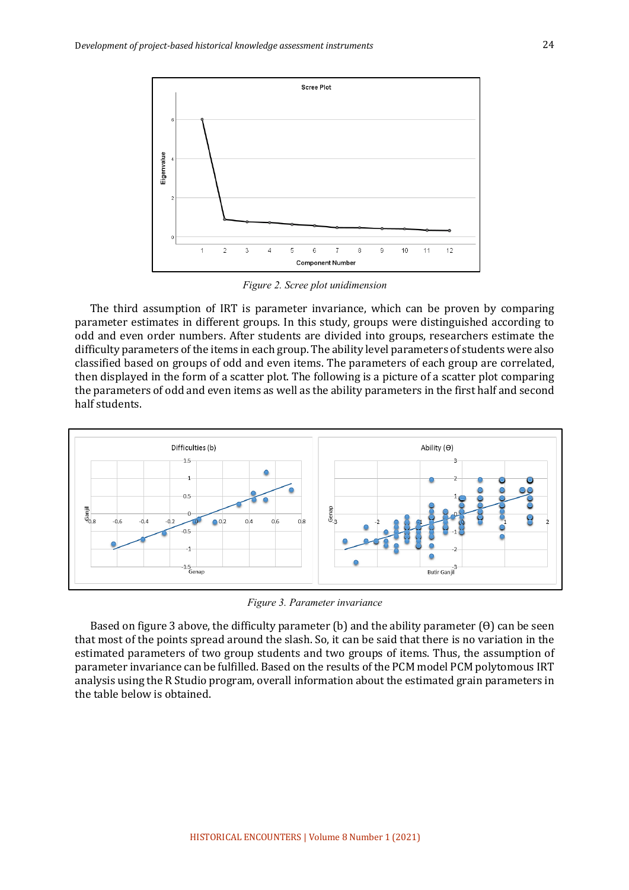*Figure 2. Scree plot unidimension*

The third assumption of IRT is parameter invariance, which can be proven by comparing parameter estimates in different groups. In this study, groups were distinguished according to odd and even order numbers. After students are divided into groups, researchers estimate the difficulty parameters of the items in each group. The ability level parameters of students were also classified based on groups of odd and even items. The parameters of each group are correlated, then displayed in the form of a scatter plot. The following is a picture of a scatter plot comparing the parameters of odd and even items as well as the ability parameters in the first half and second half students.

*Figure 3. Parameter invariance*

Based on figure 3 above, the difficulty parameter (b) and the ability parameter (Θ) can be seen that most of the points spread around the slash. So, it can be said that there is no variation in the estimated parameters of two group students and two groups of items. Thus, the assumption of parameter invariance can be fulfilled. Based on the results of the PCM model PCM polytomous IRT analysis using the R Studio program, overall information about the estimated grain parameters in the table below is obtained.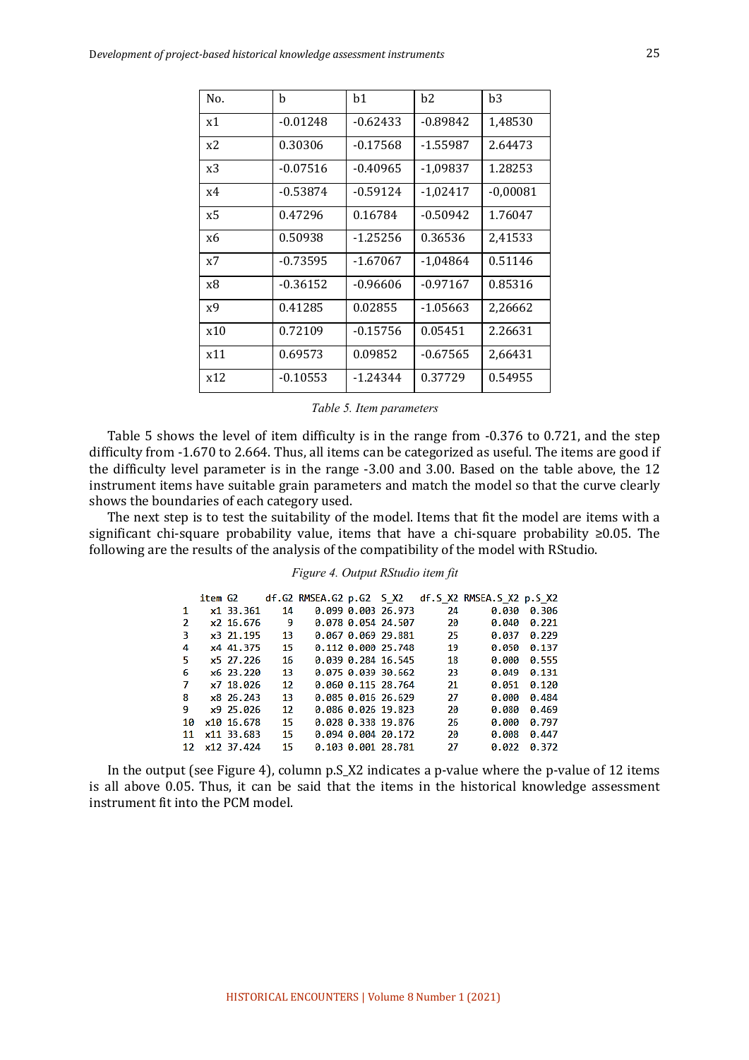| No. | b | b1 | b2 | b3 |
|---|---|---|---|---|
| x1 | -0.01248 | -0.62433 | -0.89842 | 1,48530 |
| x2 | 0.30306 | -0.17568 | -1.55987 | 2.64473 |
| x3 | -0.07516 | -0.40965 | -1,09837 | 1.28253 |
| x4 | -0.53874 | -0.59124 | -1,02417 | -0,00081 |
| x5 | 0.47296 | 0.16784 | -0.50942 | 1.76047 |
| x6 | 0.50938 | -1.25256 | 0.36536 | 2,41533 |
| x7 | -0.73595 | -1.67067 | -1,04864 | 0.51146 |
| x8 | -0.36152 | -0.96606 | -0.97167 | 0.85316 |
| x9 | 0.41285 | 0.02855 | -1.05663 | 2,26662 |
| x10 | 0.72109 | -0.15756 | 0.05451 | 2.26631 |
| x11 | 0.69573 | 0.09852 | -0.67565 | 2,66431 |
| x12 | -0.10553 | -1.24344 | 0.37729 | 0.54955 |

*Table 5. Item parameters*

Table 5 shows the level of item difficulty is in the range from -0.376 to 0.721, and the step difficulty from -1.670 to 2.664. Thus, all items can be categorized as useful. The items are good if the difficulty level parameter is in the range -3.00 and 3.00. Based on the table above, the 12 instrument items have suitable grain parameters and match the model so that the curve clearly shows the boundaries of each category used.

The next step is to test the suitability of the model. Items that fit the model are items with a significant chi-square probability value, items that have a chi-square probability ≥0.05. The following are the results of the analysis of the compatibility of the model with RStudio.

*Figure 4. Output RStudio item fit*

```
   item G2     df.G2 RMSEA.G2 p.G2  S_X2   df.S_X2 RMSEA.S_X2 p.S_X2
1    x1 33.361    14    0.099 0.003 26.973    24      0.030  0.306
2    x2 16.676     9    0.078 0.054 24.507    20      0.040  0.221
3    x3 21.195    13    0.067 0.069 29.881    25      0.037  0.229
4    x4 41.375    15    0.112 0.000 25.748    19      0.050  0.137
5    x5 27.226    16    0.039 0.284 16.545    18      0.000  0.555
6    x6 23.220    13    0.075 0.039 30.662    23      0.049  0.131
7    x7 18.026    12    0.060 0.115 28.764    21      0.051  0.120
8    x8 26.243    13    0.085 0.016 26.629    27      0.000  0.484
9    x9 25.026    12    0.086 0.026 19.823    20      0.080  0.469
10  x10 16.678    15    0.028 0.338 19.876    26      0.000  0.797
11  x11 33.683    15    0.094 0.004 20.172    20      0.008  0.447
12  x12 37.424    15    0.103 0.001 28.781    27      0.022  0.372
```

In the output (see Figure 4), column p.S_X2 indicates a p-value where the p-value of 12 items is all above 0.05. Thus, it can be said that the items in the historical knowledge assessment instrument fit into the PCM model.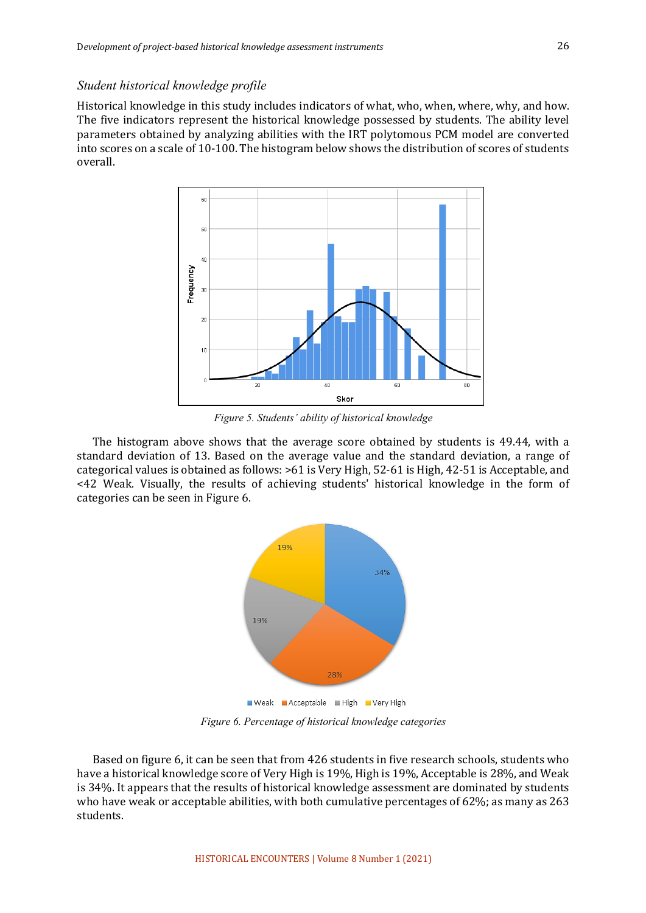### *Student historical knowledge profile*

Historical knowledge in this study includes indicators of what, who, when, where, why, and how. The five indicators represent the historical knowledge possessed by students. The ability level parameters obtained by analyzing abilities with the IRT polytomous PCM model are converted into scores on a scale of 10-100. The histogram below shows the distribution of scores of students overall.

*Figure 5. Students' ability of historical knowledge*

The histogram above shows that the average score obtained by students is 49.44, with a standard deviation of 13. Based on the average value and the standard deviation, a range of categorical values is obtained as follows: >61 is Very High, 52-61 is High, 42-51 is Acceptable, and <42 Weak. Visually, the results of achieving students' historical knowledge in the form of categories can be seen in Figure 6.

*Figure 6. Percentage of historical knowledge categories*

Based on figure 6, it can be seen that from 426 students in five research schools, students who have a historical knowledge score of Very High is 19%, High is 19%, Acceptable is 28%, and Weak is 34%. It appears that the results of historical knowledge assessment are dominated by students who have weak or acceptable abilities, with both cumulative percentages of 62%; as many as 263 students.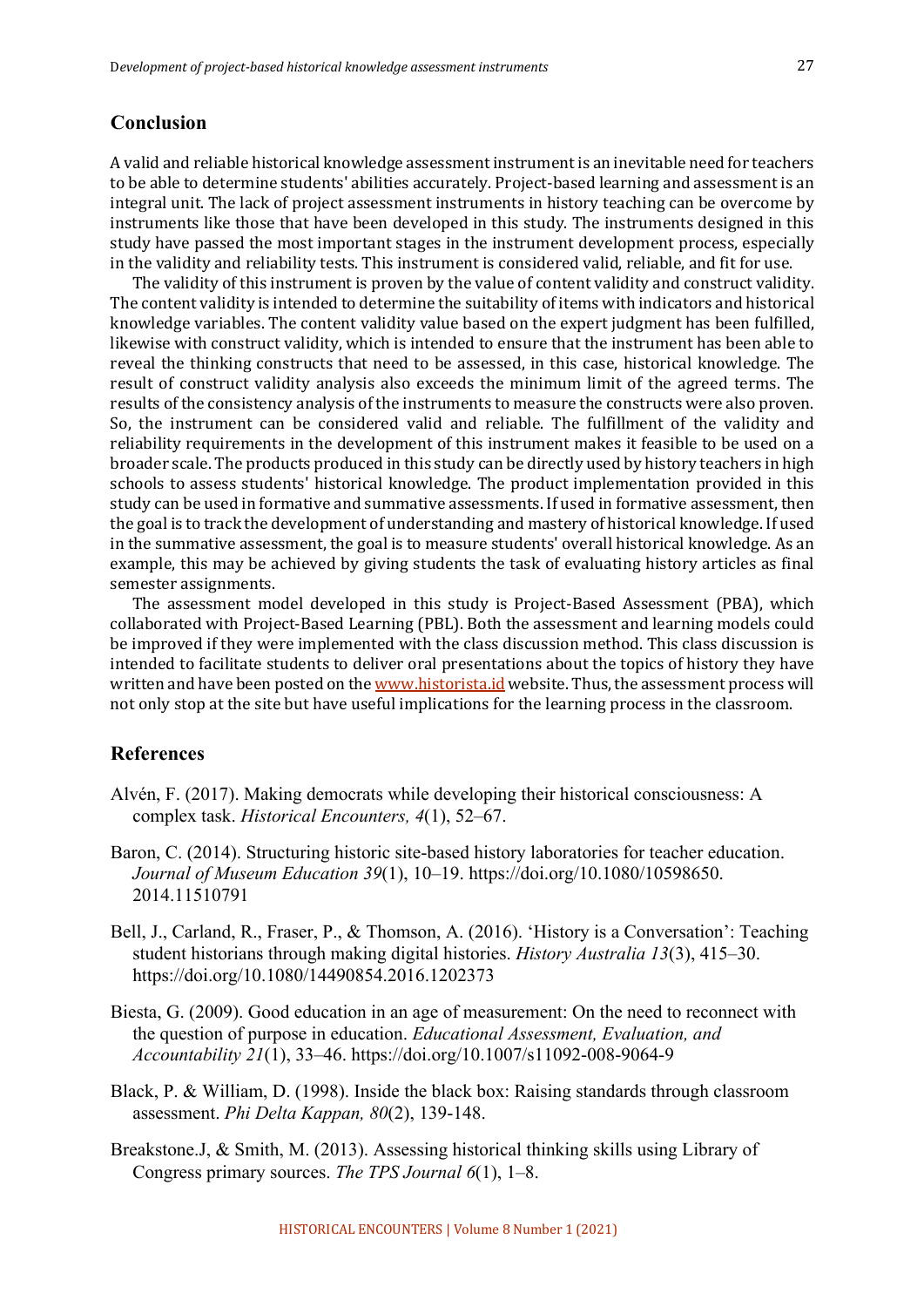## Conclusion

A valid and reliable historical knowledge assessment instrument is an inevitable need for teachers to be able to determine students' abilities accurately. Project-based learning and assessment is an integral unit. The lack of project assessment instruments in history teaching can be overcome by instruments like those that have been developed in this study. The instruments designed in this study have passed the most important stages in the instrument development process, especially in the validity and reliability tests. This instrument is considered valid, reliable, and fit for use.

The validity of this instrument is proven by the value of content validity and construct validity. The content validity is intended to determine the suitability of items with indicators and historical knowledge variables. The content validity value based on the expert judgment has been fulfilled, likewise with construct validity, which is intended to ensure that the instrument has been able to reveal the thinking constructs that need to be assessed, in this case, historical knowledge. The result of construct validity analysis also exceeds the minimum limit of the agreed terms. The results of the consistency analysis of the instruments to measure the constructs were also proven. So, the instrument can be considered valid and reliable. The fulfillment of the validity and reliability requirements in the development of this instrument makes it feasible to be used on a broader scale. The products produced in this study can be directly used by history teachers in high schools to assess students' historical knowledge. The product implementation provided in this study can be used in formative and summative assessments. If used in formative assessment, then the goal is to track the development of understanding and mastery of historical knowledge. If used in the summative assessment, the goal is to measure students' overall historical knowledge. As an example, this may be achieved by giving students the task of evaluating history articles as final semester assignments.

The assessment model developed in this study is Project-Based Assessment (PBA), which collaborated with Project-Based Learning (PBL). Both the assessment and learning models could be improved if they were implemented with the class discussion method. This class discussion is intended to facilitate students to deliver oral presentations about the topics of history they have written and have been posted on the www.historista.id website. Thus, the assessment process will not only stop at the site but have useful implications for the learning process in the classroom.

## References

Alvén, F. (2017). Making democrats while developing their historical consciousness: A complex task. *Historical Encounters, 4*(1), 52–67.

Baron, C. (2014). Structuring historic site-based history laboratories for teacher education. *Journal of Museum Education 39*(1), 10–19. https://doi.org/10.1080/10598650.2014.11510791

Bell, J., Carland, R., Fraser, P., & Thomson, A. (2016). 'History is a Conversation': Teaching student historians through making digital histories. *History Australia 13*(3), 415–30. https://doi.org/10.1080/14490854.2016.1202373

Biesta, G. (2009). Good education in an age of measurement: On the need to reconnect with the question of purpose in education. *Educational Assessment, Evaluation, and Accountability 21*(1), 33–46. https://doi.org/10.1007/s11092-008-9064-9

Black, P. & William, D. (1998). Inside the black box: Raising standards through classroom assessment. *Phi Delta Kappan, 80*(2), 139-148.

Breakstone.J, & Smith, M. (2013). Assessing historical thinking skills using Library of Congress primary sources. *The TPS Journal 6*(1), 1–8.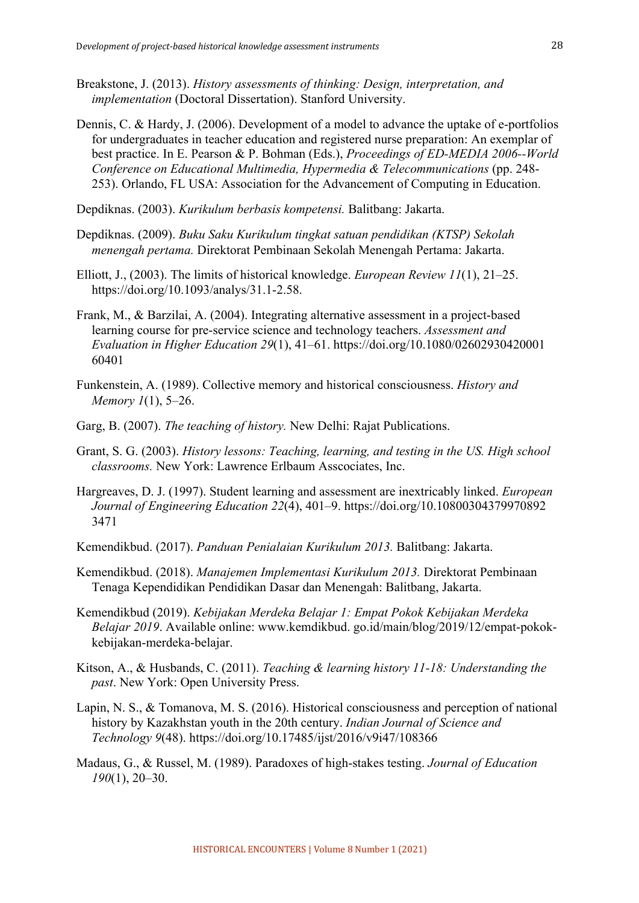Breakstone, J. (2013). *History assessments of thinking: Design, interpretation, and implementation* (Doctoral Dissertation). Stanford University.

Dennis, C. & Hardy, J. (2006). Development of a model to advance the uptake of e-portfolios for undergraduates in teacher education and registered nurse preparation: An exemplar of best practice. In E. Pearson & P. Bohman (Eds.), *Proceedings of ED-MEDIA 2006--World Conference on Educational Multimedia, Hypermedia & Telecommunications* (pp. 248-253). Orlando, FL USA: Association for the Advancement of Computing in Education.

Depdiknas. (2003). *Kurikulum berbasis kompetensi.* Balitbang: Jakarta.

Depdiknas. (2009). *Buku Saku Kurikulum tingkat satuan pendidikan (KTSP) Sekolah menengah pertama.* Direktorat Pembinaan Sekolah Menengah Pertama: Jakarta.

Elliott, J., (2003). The limits of historical knowledge. *European Review 11*(1), 21–25. https://doi.org/10.1093/analys/31.1-2.58.

Frank, M., & Barzilai, A. (2004). Integrating alternative assessment in a project-based learning course for pre-service science and technology teachers. *Assessment and Evaluation in Higher Education 29*(1), 41–61. https://doi.org/10.1080/02602930420001 60401

Funkenstein, A. (1989). Collective memory and historical consciousness. *History and Memory 1*(1), 5–26.

Garg, B. (2007). *The teaching of history.* New Delhi: Rajat Publications.

Grant, S. G. (2003). *History lessons: Teaching, learning, and testing in the US. High school classrooms.* New York: Lawrence Erlbaum Asscociates, Inc.

Hargreaves, D. J. (1997). Student learning and assessment are inextricably linked. *European Journal of Engineering Education 22*(4), 401–9. https://doi.org/10.10800304379970892 3471

Kemendikbud. (2017). *Panduan Penialaian Kurikulum 2013.* Balitbang: Jakarta.

Kemendikbud. (2018). *Manajemen Implementasi Kurikulum 2013.* Direktorat Pembinaan Tenaga Kependidikan Pendidikan Dasar dan Menengah: Balitbang, Jakarta.

Kemendikbud (2019). *Kebijakan Merdeka Belajar 1: Empat Pokok Kebijakan Merdeka Belajar 2019*. Available online: www.kemdikbud. go.id/main/blog/2019/12/empat-pokok-kebijakan-merdeka-belajar.

Kitson, A., & Husbands, C. (2011). *Teaching & learning history 11-18: Understanding the past*. New York: Open University Press.

Lapin, N. S., & Tomanova, M. S. (2016). Historical consciousness and perception of national history by Kazakhstan youth in the 20th century. *Indian Journal of Science and Technology 9*(48). https://doi.org/10.17485/ijst/2016/v9i47/108366

Madaus, G., & Russel, M. (1989). Paradoxes of high-stakes testing. *Journal of Education 190*(1), 20–30.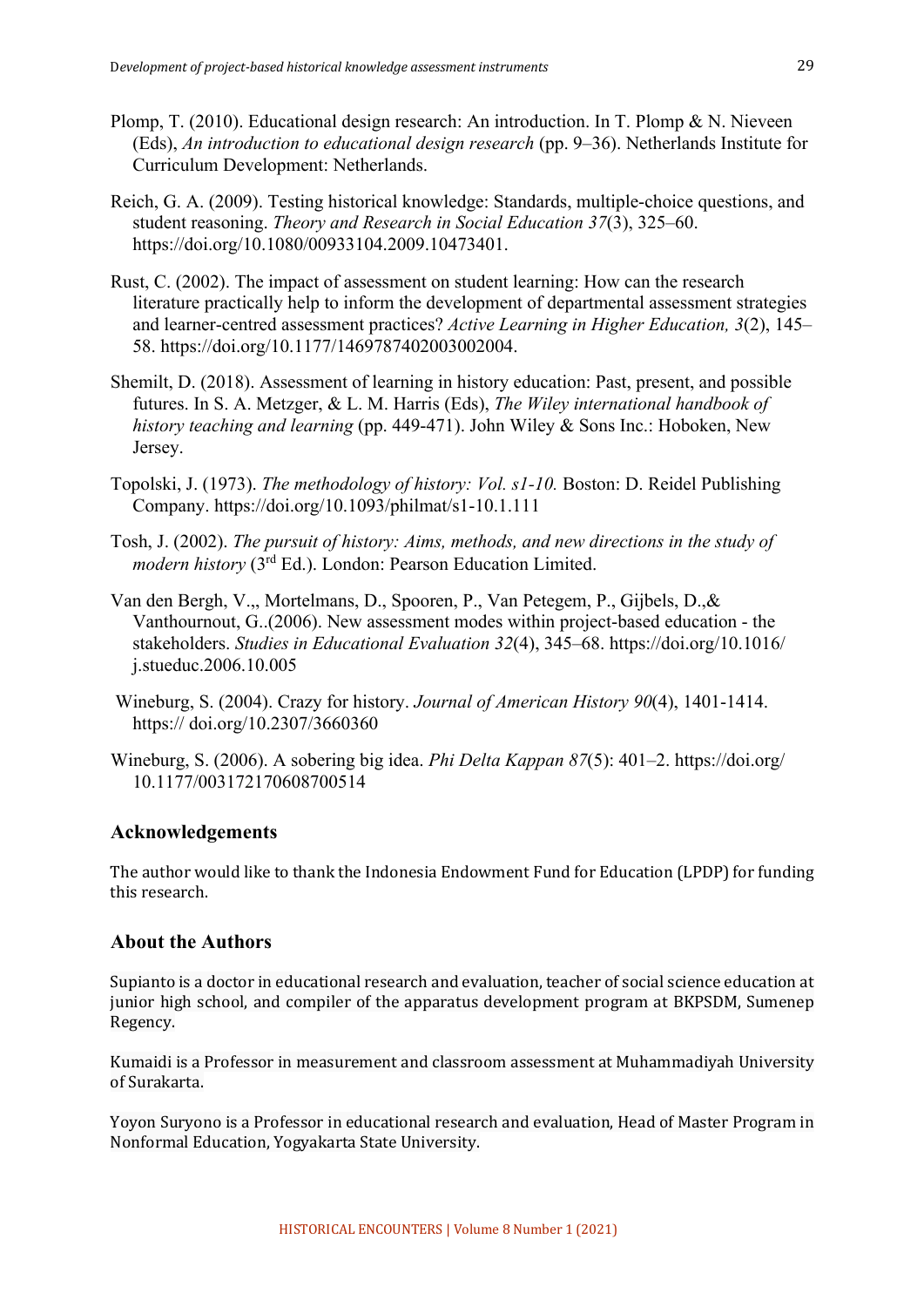Plomp, T. (2010). Educational design research: An introduction. In T. Plomp & N. Nieveen (Eds), *An introduction to educational design research* (pp. 9–36). Netherlands Institute for Curriculum Development: Netherlands.

Reich, G. A. (2009). Testing historical knowledge: Standards, multiple-choice questions, and student reasoning. *Theory and Research in Social Education 37*(3), 325–60. https://doi.org/10.1080/00933104.2009.10473401.

Rust, C. (2002). The impact of assessment on student learning: How can the research literature practically help to inform the development of departmental assessment strategies and learner-centred assessment practices? *Active Learning in Higher Education, 3*(2), 145–58. https://doi.org/10.1177/1469787402003002004.

Shemilt, D. (2018). Assessment of learning in history education: Past, present, and possible futures. In S. A. Metzger, & L. M. Harris (Eds), *The Wiley international handbook of history teaching and learning* (pp. 449-471). John Wiley & Sons Inc.: Hoboken, New Jersey.

Topolski, J. (1973). *The methodology of history: Vol. s1-10.* Boston: D. Reidel Publishing Company. https://doi.org/10.1093/philmat/s1-10.1.111

Tosh, J. (2002). *The pursuit of history: Aims, methods, and new directions in the study of modern history* (3rd Ed.). London: Pearson Education Limited.

Van den Bergh, V.,, Mortelmans, D., Spooren, P., Van Petegem, P., Gijbels, D.,& Vanthournout, G..(2006). New assessment modes within project-based education - the stakeholders. *Studies in Educational Evaluation 32*(4), 345–68. https://doi.org/10.1016/ j.stueduc.2006.10.005

Wineburg, S. (2004). Crazy for history. *Journal of American History 90*(4), 1401-1414. https:// doi.org/10.2307/3660360

Wineburg, S. (2006). A sobering big idea. *Phi Delta Kappan 87*(5): 401–2. https://doi.org/ 10.1177/003172170608700514

## Acknowledgements

The author would like to thank the Indonesia Endowment Fund for Education (LPDP) for funding this research.

## About the Authors

Supianto is a doctor in educational research and evaluation, teacher of social science education at junior high school, and compiler of the apparatus development program at BKPSDM, Sumenep Regency.

Kumaidi is a Professor in measurement and classroom assessment at Muhammadiyah University of Surakarta.

Yoyon Suryono is a Professor in educational research and evaluation, Head of Master Program in Nonformal Education, Yogyakarta State University.